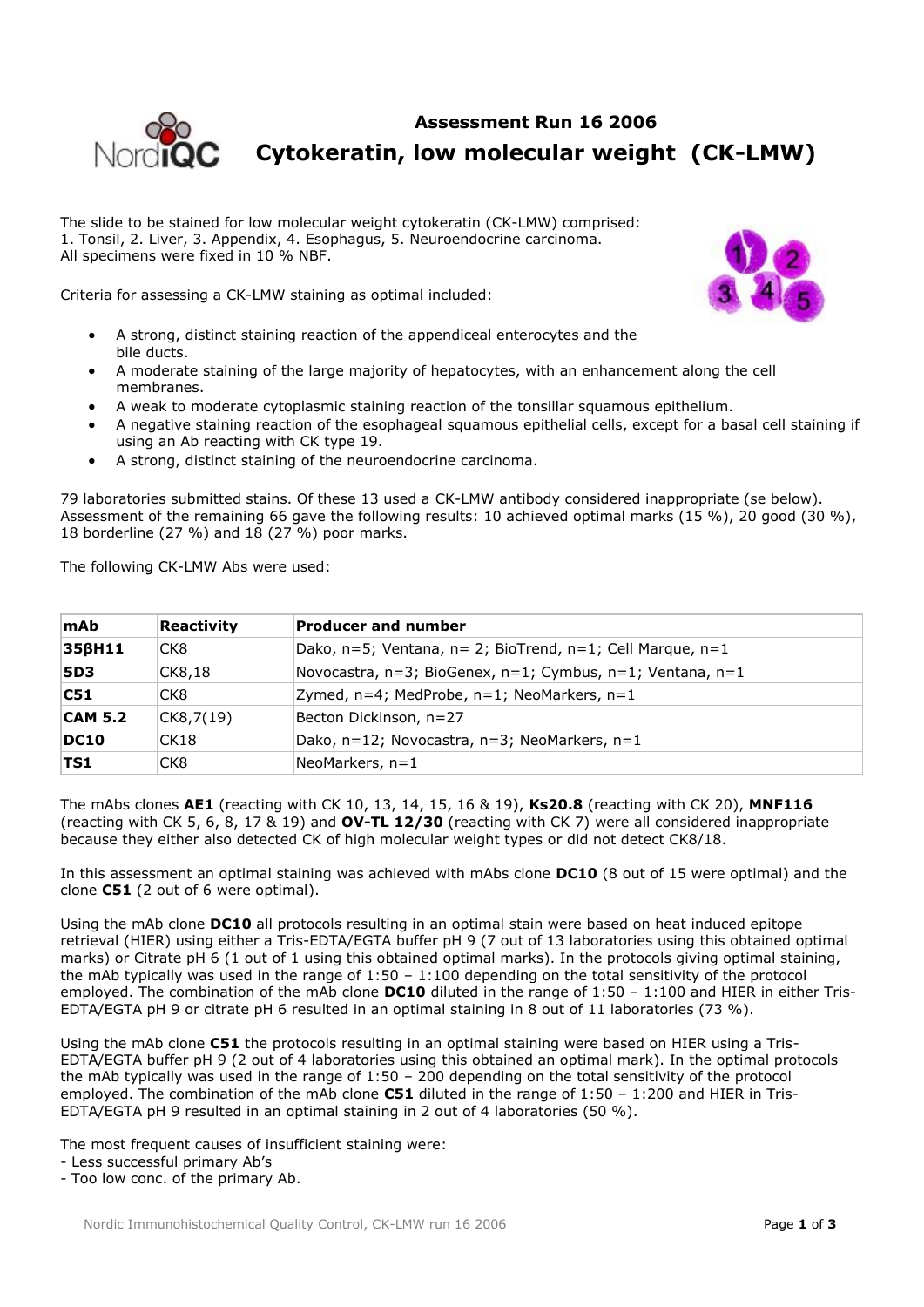# Assessment Run 16 2006

# Cytokeratin, low molecular weight (CK-LMW)

The slide to be stained for low molecular weight cytokeratin (CK-LMW) comprised:
1. Tonsil, 2. Liver, 3. Appendix, 4. Esophagus, 5. Neuroendocrine carcinoma.
All specimens were fixed in 10 % NBF.

Criteria for assessing a CK-LMW staining as optimal included:

- A strong, distinct staining reaction of the appendiceal enterocytes and the bile ducts.
- A moderate staining of the large majority of hepatocytes, with an enhancement along the cell membranes.
- A weak to moderate cytoplasmic staining reaction of the tonsillar squamous epithelium.
- A negative staining reaction of the esophageal squamous epithelial cells, except for a basal cell staining if using an Ab reacting with CK type 19.
- A strong, distinct staining of the neuroendocrine carcinoma.

79 laboratories submitted stains. Of these 13 used a CK-LMW antibody considered inappropriate (se below). Assessment of the remaining 66 gave the following results: 10 achieved optimal marks (15 %), 20 good (30 %), 18 borderline (27 %) and 18 (27 %) poor marks.

The following CK-LMW Abs were used:

| mAb | Reactivity | Producer and number |
|---|---|---|
| **35βH11** | CK8 | Dako, n=5; Ventana, n= 2; BioTrend, n=1; Cell Marque, n=1 |
| **5D3** | CK8,18 | Novocastra, n=3; BioGenex, n=1; Cymbus, n=1; Ventana, n=1 |
| **C51** | CK8 | Zymed, n=4; MedProbe, n=1; NeoMarkers, n=1 |
| **CAM 5.2** | CK8,7(19) | Becton Dickinson, n=27 |
| **DC10** | CK18 | Dako, n=12; Novocastra, n=3; NeoMarkers, n=1 |
| **TS1** | CK8 | NeoMarkers, n=1 |

The mAbs clones **AE1** (reacting with CK 10, 13, 14, 15, 16 & 19), **Ks20.8** (reacting with CK 20), **MNF116** (reacting with CK 5, 6, 8, 17 & 19) and **OV-TL 12/30** (reacting with CK 7) were all considered inappropriate because they either also detected CK of high molecular weight types or did not detect CK8/18.

In this assessment an optimal staining was achieved with mAbs clone **DC10** (8 out of 15 were optimal) and the clone **C51** (2 out of 6 were optimal).

Using the mAb clone **DC10** all protocols resulting in an optimal stain were based on heat induced epitope retrieval (HIER) using either a Tris-EDTA/EGTA buffer pH 9 (7 out of 13 laboratories using this obtained optimal marks) or Citrate pH 6 (1 out of 1 using this obtained optimal marks). In the protocols giving optimal staining, the mAb typically was used in the range of 1:50 – 1:100 depending on the total sensitivity of the protocol employed. The combination of the mAb clone **DC10** diluted in the range of 1:50 – 1:100 and HIER in either Tris-EDTA/EGTA pH 9 or citrate pH 6 resulted in an optimal staining in 8 out of 11 laboratories (73 %).

Using the mAb clone **C51** the protocols resulting in an optimal staining were based on HIER using a Tris-EDTA/EGTA buffer pH 9 (2 out of 4 laboratories using this obtained an optimal mark). In the optimal protocols the mAb typically was used in the range of 1:50 – 200 depending on the total sensitivity of the protocol employed. The combination of the mAb clone **C51** diluted in the range of 1:50 – 1:200 and HIER in Tris-EDTA/EGTA pH 9 resulted in an optimal staining in 2 out of 4 laboratories (50 %).

The most frequent causes of insufficient staining were:
- Less successful primary Ab's
- Too low conc. of the primary Ab.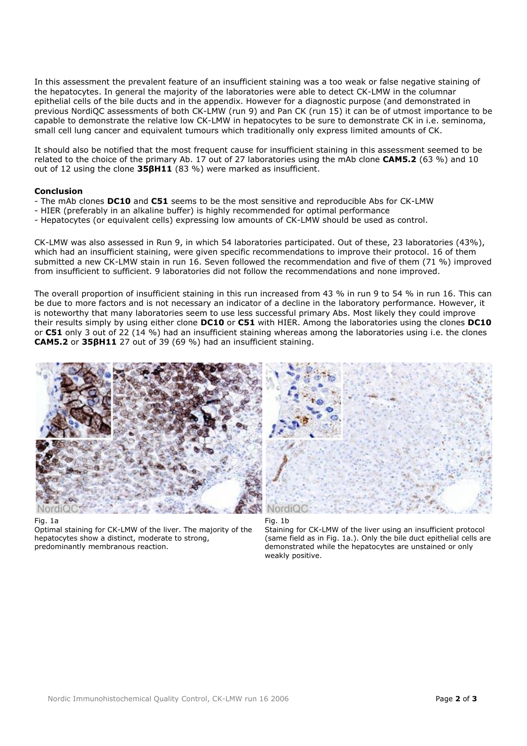In this assessment the prevalent feature of an insufficient staining was a too weak or false negative staining of the hepatocytes. In general the majority of the laboratories were able to detect CK-LMW in the columnar epithelial cells of the bile ducts and in the appendix. However for a diagnostic purpose (and demonstrated in previous NordiQC assessments of both CK-LMW (run 9) and Pan CK (run 15) it can be of utmost importance to be capable to demonstrate the relative low CK-LMW in hepatocytes to be sure to demonstrate CK in i.e. seminoma, small cell lung cancer and equivalent tumours which traditionally only express limited amounts of CK.

It should also be notified that the most frequent cause for insufficient staining in this assessment seemed to be related to the choice of the primary Ab. 17 out of 27 laboratories using the mAb clone **CAM5.2** (63 %) and 10 out of 12 using the clone **35βH11** (83 %) were marked as insufficient.

**Conclusion**

- The mAb clones **DC10** and **C51** seems to be the most sensitive and reproducible Abs for CK-LMW
- HIER (preferably in an alkaline buffer) is highly recommended for optimal performance
- Hepatocytes (or equivalent cells) expressing low amounts of CK-LMW should be used as control.

CK-LMW was also assessed in Run 9, in which 54 laboratories participated. Out of these, 23 laboratories (43%), which had an insufficient staining, were given specific recommendations to improve their protocol. 16 of them submitted a new CK-LMW stain in run 16. Seven followed the recommendation and five of them (71 %) improved from insufficient to sufficient. 9 laboratories did not follow the recommendations and none improved.

The overall proportion of insufficient staining in this run increased from 43 % in run 9 to 54 % in run 16. This can be due to more factors and is not necessary an indicator of a decline in the laboratory performance. However, it is noteworthy that many laboratories seem to use less successful primary Abs. Most likely they could improve their results simply by using either clone **DC10** or **C51** with HIER. Among the laboratories using the clones **DC10** or **C51** only 3 out of 22 (14 %) had an insufficient staining whereas among the laboratories using i.e. the clones **CAM5.2** or **35βH11** 27 out of 39 (69 %) had an insufficient staining.

Fig. 1a
Optimal staining for CK-LMW of the liver. The majority of the hepatocytes show a distinct, moderate to strong, predominantly membranous reaction.

Fig. 1b
Staining for CK-LMW of the liver using an insufficient protocol (same field as in Fig. 1a.). Only the bile duct epithelial cells are demonstrated while the hepatocytes are unstained or only weakly positive.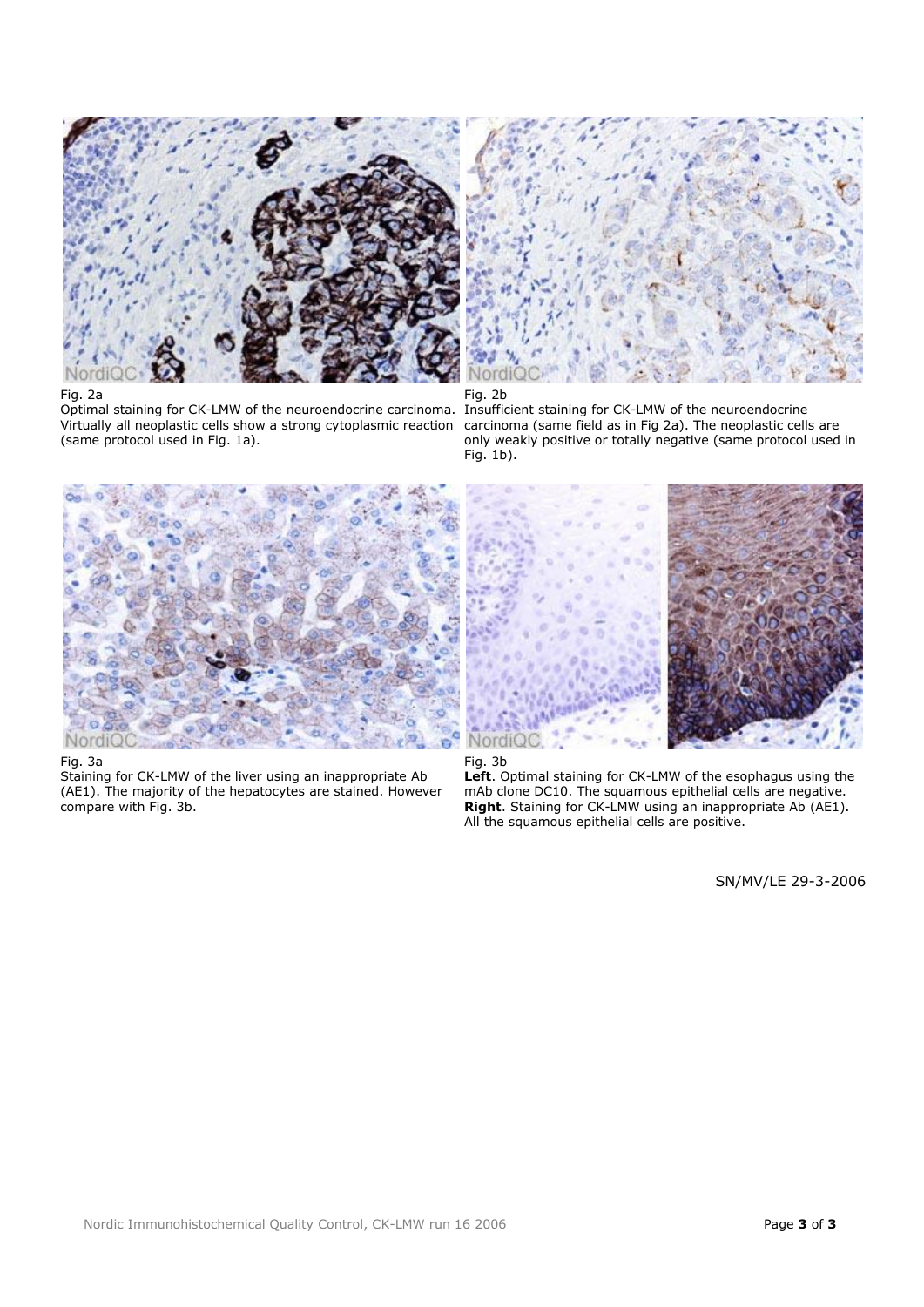Fig. 2a
Optimal staining for CK-LMW of the neuroendocrine carcinoma. Virtually all neoplastic cells show a strong cytoplasmic reaction (same protocol used in Fig. 1a).

Fig. 2b
Insufficient staining for CK-LMW of the neuroendocrine carcinoma (same field as in Fig 2a). The neoplastic cells are only weakly positive or totally negative (same protocol used in Fig. 1b).

Fig. 3a
Staining for CK-LMW of the liver using an inappropriate Ab (AE1). The majority of the hepatocytes are stained. However compare with Fig. 3b.

Fig. 3b
**Left**. Optimal staining for CK-LMW of the esophagus using the mAb clone DC10. The squamous epithelial cells are negative.
**Right**. Staining for CK-LMW using an inappropriate Ab (AE1). All the squamous epithelial cells are positive.

SN/MV/LE 29-3-2006